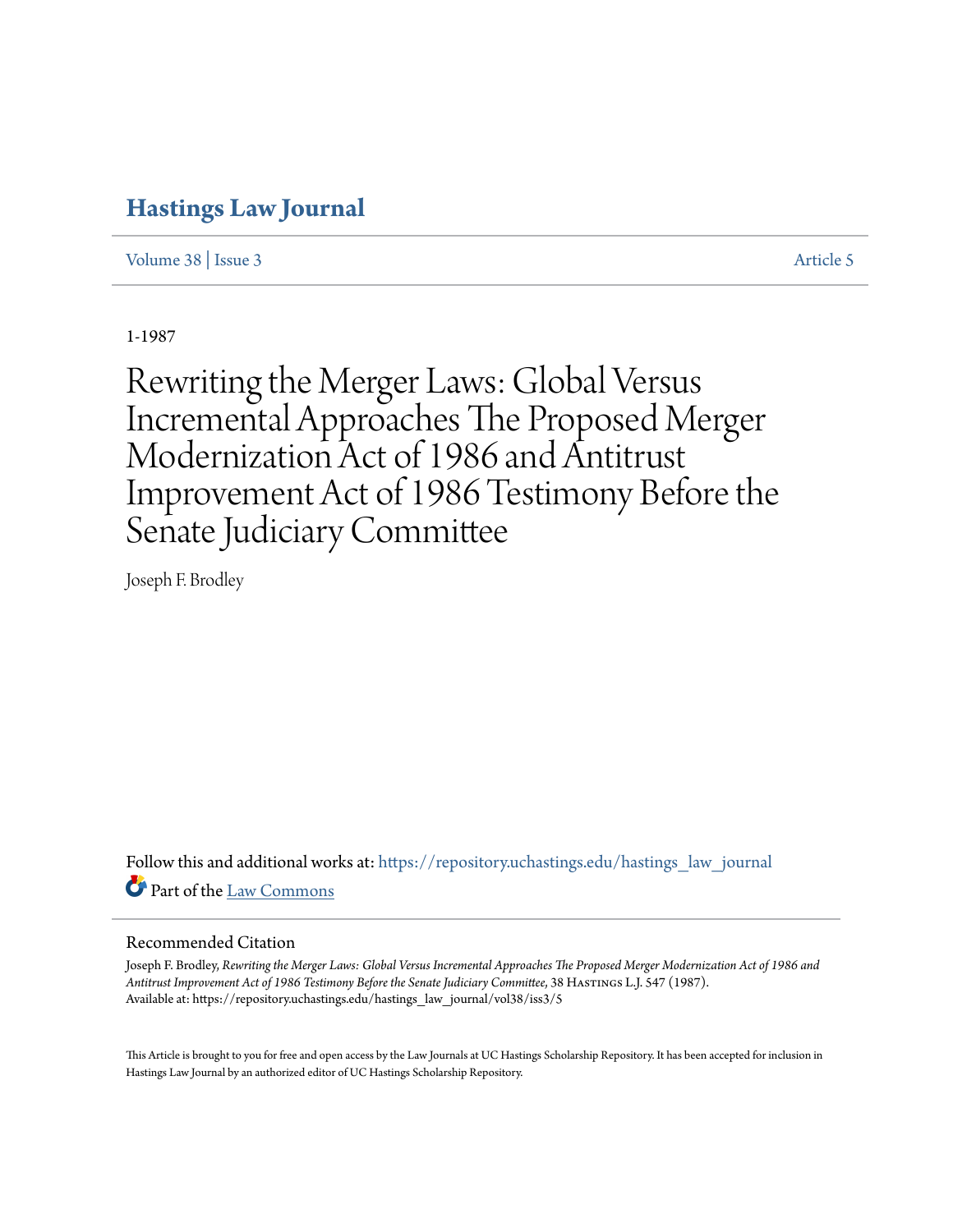# Hastings Law Journal

Volume 38 | Issue 3 Article 5

1-1987

# Rewriting the Merger Laws: Global Versus Incremental Approaches The Proposed Merger Modernization Act of 1986 and Antitrust Improvement Act of 1986 Testimony Before the Senate Judiciary Committee

Joseph F. Brodley

Follow this and additional works at: https://repository.uchastings.edu/hastings_law_journal

Part of the Law Commons

## Recommended Citation

Joseph F. Brodley, *Rewriting the Merger Laws: Global Versus Incremental Approaches The Proposed Merger Modernization Act of 1986 and Antitrust Improvement Act of 1986 Testimony Before the Senate Judiciary Committee*, 38 Hastings L.J. 547 (1987).
Available at: https://repository.uchastings.edu/hastings_law_journal/vol38/iss3/5

This Article is brought to you for free and open access by the Law Journals at UC Hastings Scholarship Repository. It has been accepted for inclusion in Hastings Law Journal by an authorized editor of UC Hastings Scholarship Repository.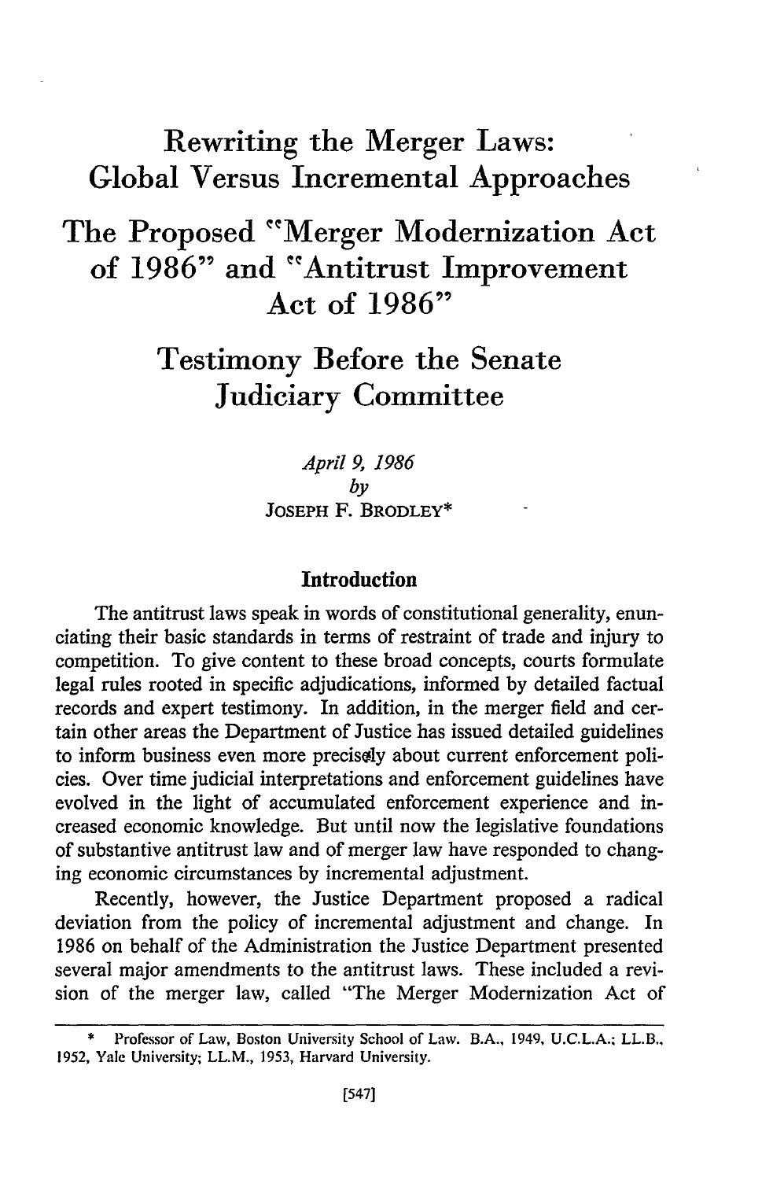# Rewriting the Merger Laws: Global Versus Incremental Approaches

# The Proposed "Merger Modernization Act of 1986" and "Antitrust Improvement Act of 1986"

## Testimony Before the Senate Judiciary Committee

*April 9, 1986*
*by*
JOSEPH F. BRODLEY*

### Introduction

The antitrust laws speak in words of constitutional generality, enunciating their basic standards in terms of restraint of trade and injury to competition. To give content to these broad concepts, courts formulate legal rules rooted in specific adjudications, informed by detailed factual records and expert testimony. In addition, in the merger field and certain other areas the Department of Justice has issued detailed guidelines to inform business even more precisely about current enforcement policies. Over time judicial interpretations and enforcement guidelines have evolved in the light of accumulated enforcement experience and increased economic knowledge. But until now the legislative foundations of substantive antitrust law and of merger law have responded to changing economic circumstances by incremental adjustment.

Recently, however, the Justice Department proposed a radical deviation from the policy of incremental adjustment and change. In 1986 on behalf of the Administration the Justice Department presented several major amendments to the antitrust laws. These included a revision of the merger law, called "The Merger Modernization Act of

---

\* Professor of Law, Boston University School of Law. B.A., 1949, U.C.L.A.; LL.B., 1952, Yale University; LL.M., 1953, Harvard University.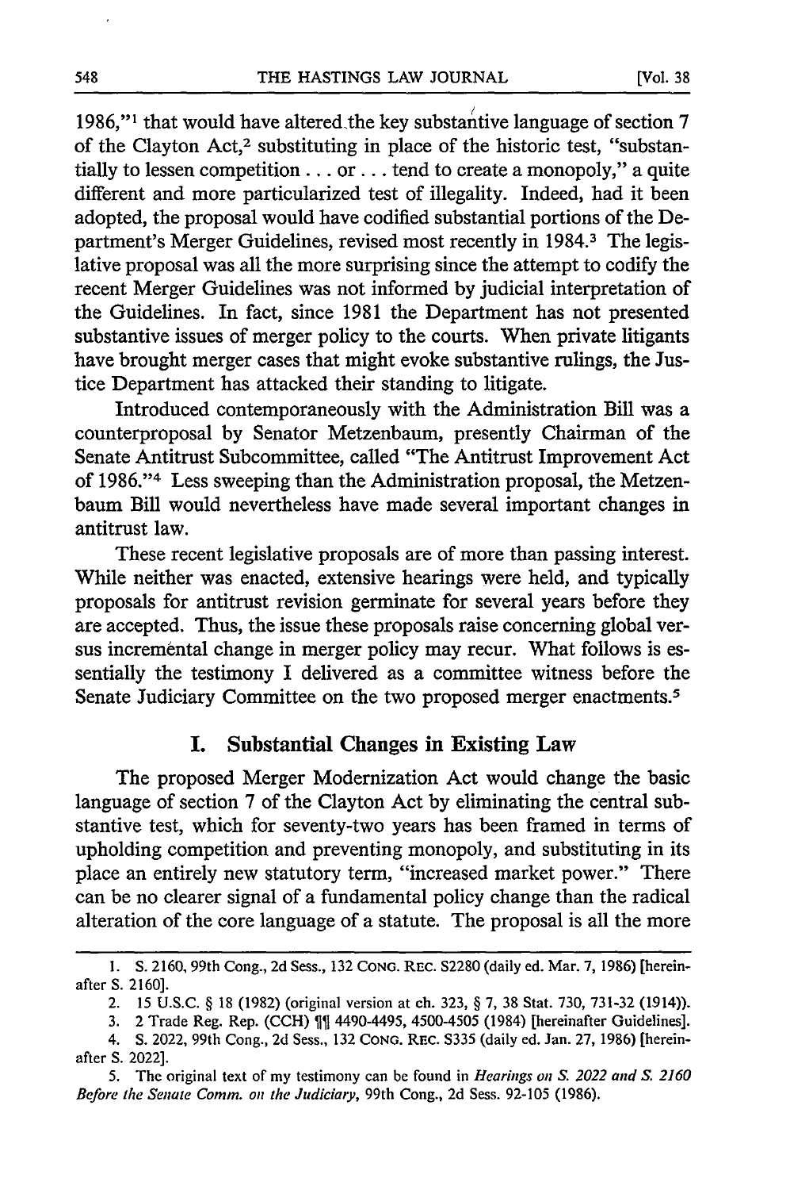1986,"[1] that would have altered the key substantive language of section 7 of the Clayton Act,[2] substituting in place of the historic test, "substantially to lessen competition . . . or . . . tend to create a monopoly," a quite different and more particularized test of illegality. Indeed, had it been adopted, the proposal would have codified substantial portions of the Department's Merger Guidelines, revised most recently in 1984.[3] The legislative proposal was all the more surprising since the attempt to codify the recent Merger Guidelines was not informed by judicial interpretation of the Guidelines. In fact, since 1981 the Department has not presented substantive issues of merger policy to the courts. When private litigants have brought merger cases that might evoke substantive rulings, the Justice Department has attacked their standing to litigate.

Introduced contemporaneously with the Administration Bill was a counterproposal by Senator Metzenbaum, presently Chairman of the Senate Antitrust Subcommittee, called "The Antitrust Improvement Act of 1986."[4] Less sweeping than the Administration proposal, the Metzenbaum Bill would nevertheless have made several important changes in antitrust law.

These recent legislative proposals are of more than passing interest. While neither was enacted, extensive hearings were held, and typically proposals for antitrust revision germinate for several years before they are accepted. Thus, the issue these proposals raise concerning global versus incremental change in merger policy may recur. What follows is essentially the testimony I delivered as a committee witness before the Senate Judiciary Committee on the two proposed merger enactments.[5]

## I. Substantial Changes in Existing Law

The proposed Merger Modernization Act would change the basic language of section 7 of the Clayton Act by eliminating the central substantive test, which for seventy-two years has been framed in terms of upholding competition and preventing monopoly, and substituting in its place an entirely new statutory term, "increased market power." There can be no clearer signal of a fundamental policy change than the radical alteration of the core language of a statute. The proposal is all the more

---

1. S. 2160, 99th Cong., 2d Sess., 132 CONG. REC. S2280 (daily ed. Mar. 7, 1986) [hereinafter S. 2160].

2. 15 U.S.C. § 18 (1982) (original version at ch. 323, § 7, 38 Stat. 730, 731-32 (1914)).

3. 2 Trade Reg. Rep. (CCH) ¶¶ 4490-4495, 4500-4505 (1984) [hereinafter Guidelines].

4. S. 2022, 99th Cong., 2d Sess., 132 CONG. REC. S335 (daily ed. Jan. 27, 1986) [hereinafter S. 2022].

5. The original text of my testimony can be found in *Hearings on S. 2022 and S. 2160 Before the Senate Comm. on the Judiciary*, 99th Cong., 2d Sess. 92-105 (1986).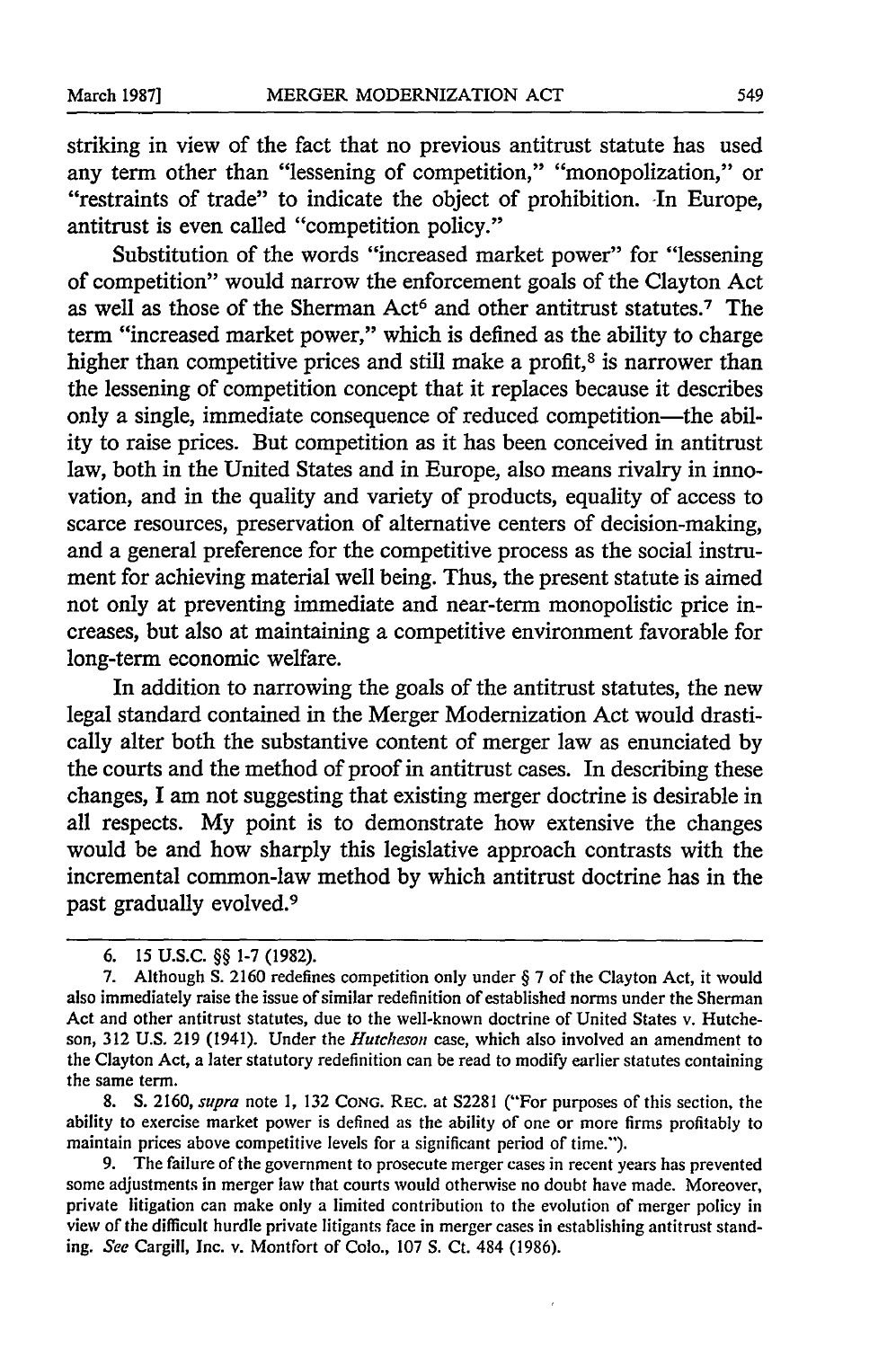striking in view of the fact that no previous antitrust statute has used any term other than "lessening of competition," "monopolization," or "restraints of trade" to indicate the object of prohibition. In Europe, antitrust is even called "competition policy."

Substitution of the words "increased market power" for "lessening of competition" would narrow the enforcement goals of the Clayton Act as well as those of the Sherman Act[6] and other antitrust statutes.[7] The term "increased market power," which is defined as the ability to charge higher than competitive prices and still make a profit,[8] is narrower than the lessening of competition concept that it replaces because it describes only a single, immediate consequence of reduced competition—the ability to raise prices. But competition as it has been conceived in antitrust law, both in the United States and in Europe, also means rivalry in innovation, and in the quality and variety of products, equality of access to scarce resources, preservation of alternative centers of decision-making, and a general preference for the competitive process as the social instrument for achieving material well being. Thus, the present statute is aimed not only at preventing immediate and near-term monopolistic price increases, but also at maintaining a competitive environment favorable for long-term economic welfare.

In addition to narrowing the goals of the antitrust statutes, the new legal standard contained in the Merger Modernization Act would drastically alter both the substantive content of merger law as enunciated by the courts and the method of proof in antitrust cases. In describing these changes, I am not suggesting that existing merger doctrine is desirable in all respects. My point is to demonstrate how extensive the changes would be and how sharply this legislative approach contrasts with the incremental common-law method by which antitrust doctrine has in the past gradually evolved.[9]

---

6. 15 U.S.C. §§ 1-7 (1982).

7. Although S. 2160 redefines competition only under § 7 of the Clayton Act, it would also immediately raise the issue of similar redefinition of established norms under the Sherman Act and other antitrust statutes, due to the well-known doctrine of United States v. Hutcheson, 312 U.S. 219 (1941). Under the *Hutcheson* case, which also involved an amendment to the Clayton Act, a later statutory redefinition can be read to modify earlier statutes containing the same term.

8. S. 2160, *supra* note 1, 132 CONG. REC. at S2281 ("For purposes of this section, the ability to exercise market power is defined as the ability of one or more firms profitably to maintain prices above competitive levels for a significant period of time.").

9. The failure of the government to prosecute merger cases in recent years has prevented some adjustments in merger law that courts would otherwise no doubt have made. Moreover, private litigation can make only a limited contribution to the evolution of merger policy in view of the difficult hurdle private litigants face in merger cases in establishing antitrust standing. *See* Cargill, Inc. v. Montfort of Colo., 107 S. Ct. 484 (1986).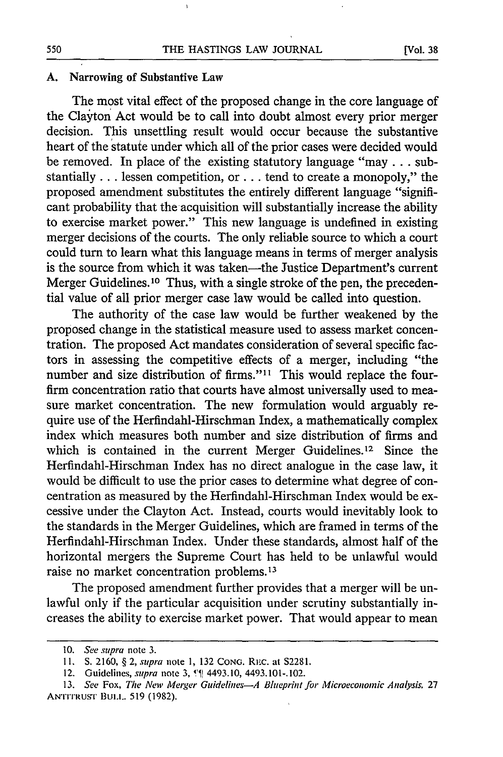### A. Narrowing of Substantive Law

The most vital effect of the proposed change in the core language of the Clayton Act would be to call into doubt almost every prior merger decision. This unsettling result would occur because the substantive heart of the statute under which all of the prior cases were decided would be removed. In place of the existing statutory language "may . . . substantially . . . lessen competition, or . . . tend to create a monopoly," the proposed amendment substitutes the entirely different language "significant probability that the acquisition will substantially increase the ability to exercise market power." This new language is undefined in existing merger decisions of the courts. The only reliable source to which a court could turn to learn what this language means in terms of merger analysis is the source from which it was taken—the Justice Department's current Merger Guidelines.[10] Thus, with a single stroke of the pen, the precedential value of all prior merger case law would be called into question.

The authority of the case law would be further weakened by the proposed change in the statistical measure used to assess market concentration. The proposed Act mandates consideration of several specific factors in assessing the competitive effects of a merger, including "the number and size distribution of firms."[11] This would replace the four-firm concentration ratio that courts have almost universally used to measure market concentration. The new formulation would arguably require use of the Herfindahl-Hirschman Index, a mathematically complex index which measures both number and size distribution of firms and which is contained in the current Merger Guidelines.[12] Since the Herfindahl-Hirschman Index has no direct analogue in the case law, it would be difficult to use the prior cases to determine what degree of concentration as measured by the Herfindahl-Hirschman Index would be excessive under the Clayton Act. Instead, courts would inevitably look to the standards in the Merger Guidelines, which are framed in terms of the Herfindahl-Hirschman Index. Under these standards, almost half of the horizontal mergers the Supreme Court has held to be unlawful would raise no market concentration problems.[13]

The proposed amendment further provides that a merger will be unlawful only if the particular acquisition under scrutiny substantially increases the ability to exercise market power. That would appear to mean

---

10. *See supra* note 3.

11. S. 2160, § 2, *supra* note 1, 132 CONG. REC. at S2281.

12. Guidelines, *supra* note 3, ¶¶ 4493.10, 4493.101-.102.

13. *See* Fox, *The New Merger Guidelines—A Blueprint for Microeconomic Analysis*, 27 ANTITRUST BULL. 519 (1982).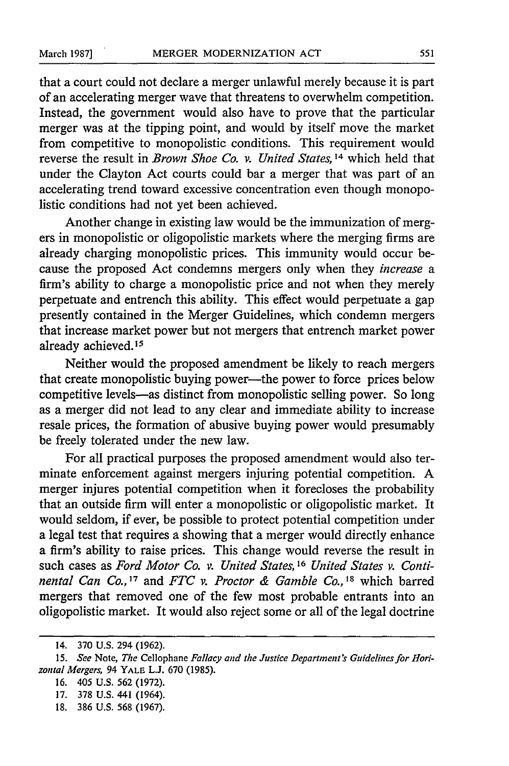that a court could not declare a merger unlawful merely because it is part of an accelerating merger wave that threatens to overwhelm competition. Instead, the government would also have to prove that the particular merger was at the tipping point, and would by itself move the market from competitive to monopolistic conditions. This requirement would reverse the result in *Brown Shoe Co. v. United States,*[14] which held that under the Clayton Act courts could bar a merger that was part of an accelerating trend toward excessive concentration even though monopolistic conditions had not yet been achieved.

Another change in existing law would be the immunization of mergers in monopolistic or oligopolistic markets where the merging firms are already charging monopolistic prices. This immunity would occur because the proposed Act condemns mergers only when they *increase* a firm's ability to charge a monopolistic price and not when they merely perpetuate and entrench this ability. This effect would perpetuate a gap presently contained in the Merger Guidelines, which condemn mergers that increase market power but not mergers that entrench market power already achieved.[15]

Neither would the proposed amendment be likely to reach mergers that create monopolistic buying power—the power to force prices below competitive levels—as distinct from monopolistic selling power. So long as a merger did not lead to any clear and immediate ability to increase resale prices, the formation of abusive buying power would presumably be freely tolerated under the new law.

For all practical purposes the proposed amendment would also terminate enforcement against mergers injuring potential competition. A merger injures potential competition when it forecloses the probability that an outside firm will enter a monopolistic or oligopolistic market. It would seldom, if ever, be possible to protect potential competition under a legal test that requires a showing that a merger would directly enhance a firm's ability to raise prices. This change would reverse the result in such cases as *Ford Motor Co. v. United States,*[16] *United States v. Continental Can Co.,*[17] and *FTC v. Proctor & Gamble Co.,*[18] which barred mergers that removed one of the few most probable entrants into an oligopolistic market. It would also reject some or all of the legal doctrine

---

14. 370 U.S. 294 (1962).

15. *See* Note, *The* Cellophane *Fallacy and the Justice Department's Guidelines for Horizontal Mergers,* 94 YALE L.J. 670 (1985).

16. 405 U.S. 562 (1972).

17. 378 U.S. 441 (1964).

18. 386 U.S. 568 (1967).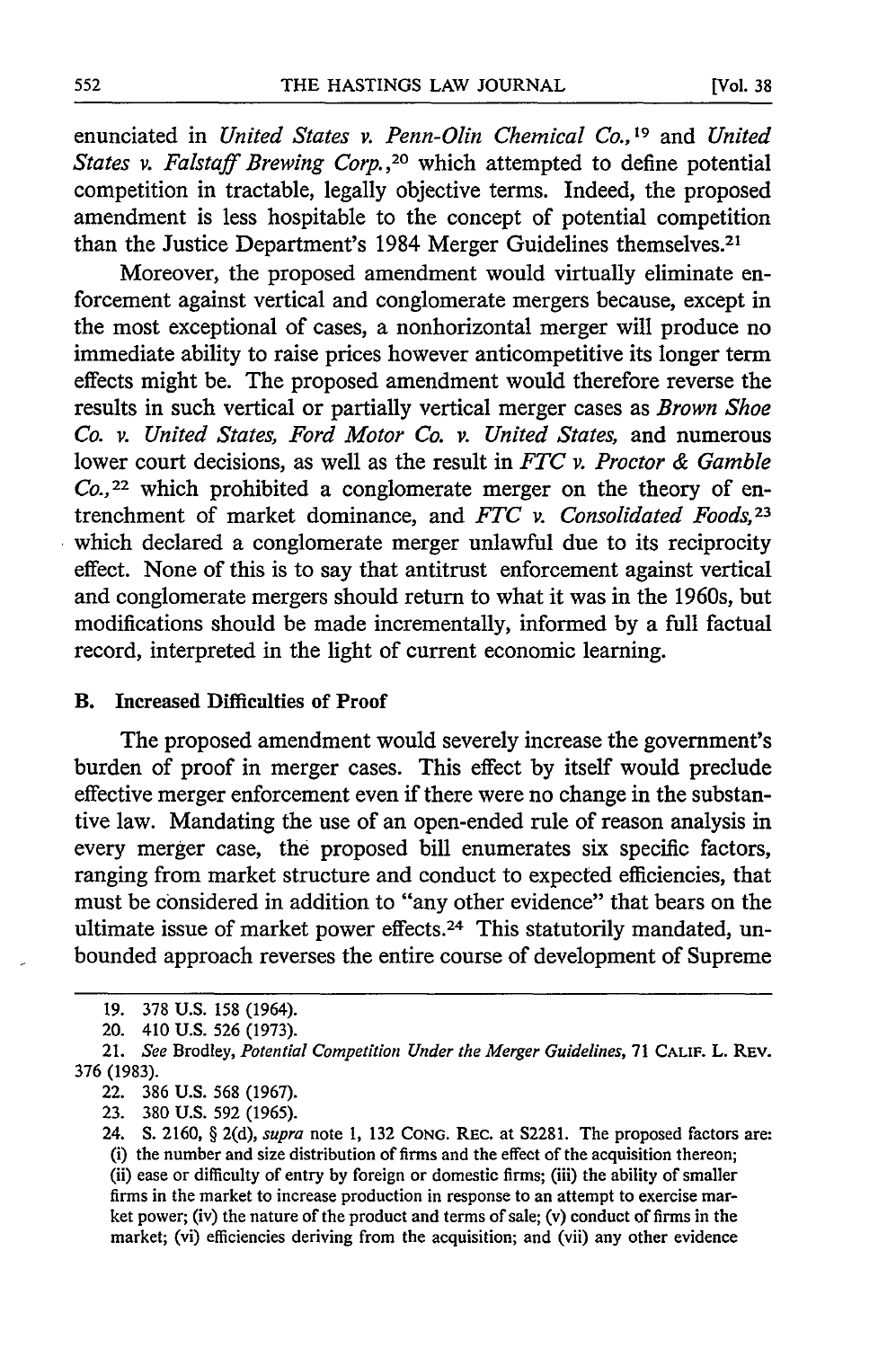enunciated in *United States v. Penn-Olin Chemical Co.*,[19] and *United States v. Falstaff Brewing Corp.*,[20] which attempted to define potential competition in tractable, legally objective terms. Indeed, the proposed amendment is less hospitable to the concept of potential competition than the Justice Department's 1984 Merger Guidelines themselves.[21]

Moreover, the proposed amendment would virtually eliminate enforcement against vertical and conglomerate mergers because, except in the most exceptional of cases, a nonhorizontal merger will produce no immediate ability to raise prices however anticompetitive its longer term effects might be. The proposed amendment would therefore reverse the results in such vertical or partially vertical merger cases as *Brown Shoe Co. v. United States, Ford Motor Co. v. United States,* and numerous lower court decisions, as well as the result in *FTC v. Proctor & Gamble Co.*,[22] which prohibited a conglomerate merger on the theory of entrenchment of market dominance, and *FTC v. Consolidated Foods*,[23] which declared a conglomerate merger unlawful due to its reciprocity effect. None of this is to say that antitrust enforcement against vertical and conglomerate mergers should return to what it was in the 1960s, but modifications should be made incrementally, informed by a full factual record, interpreted in the light of current economic learning.

### B. Increased Difficulties of Proof

The proposed amendment would severely increase the government's burden of proof in merger cases. This effect by itself would preclude effective merger enforcement even if there were no change in the substantive law. Mandating the use of an open-ended rule of reason analysis in every merger case, the proposed bill enumerates six specific factors, ranging from market structure and conduct to expected efficiencies, that must be considered in addition to "any other evidence" that bears on the ultimate issue of market power effects.[24] This statutorily mandated, unbounded approach reverses the entire course of development of Supreme

---

19. 378 U.S. 158 (1964).

20. 410 U.S. 526 (1973).

21. *See* Brodley, *Potential Competition Under the Merger Guidelines*, 71 CALIF. L. REV. 376 (1983).

22. 386 U.S. 568 (1967).

23. 380 U.S. 592 (1965).

24. S. 2160, § 2(d), *supra* note 1, 132 CONG. REC. at S2281. The proposed factors are: (i) the number and size distribution of firms and the effect of the acquisition thereon; (ii) ease or difficulty of entry by foreign or domestic firms; (iii) the ability of smaller firms in the market to increase production in response to an attempt to exercise market power; (iv) the nature of the product and terms of sale; (v) conduct of firms in the market; (vi) efficiencies deriving from the acquisition; and (vii) any other evidence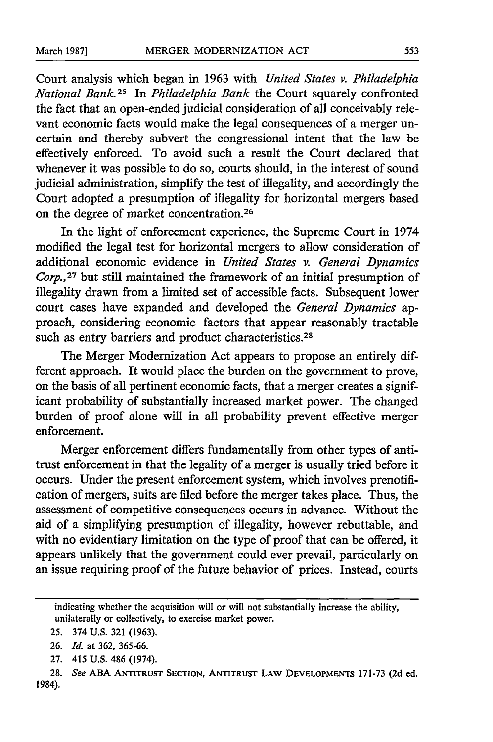Court analysis which began in 1963 with *United States v. Philadelphia National Bank.*[25] In *Philadelphia Bank* the Court squarely confronted the fact that an open-ended judicial consideration of all conceivably relevant economic facts would make the legal consequences of a merger uncertain and thereby subvert the congressional intent that the law be effectively enforced. To avoid such a result the Court declared that whenever it was possible to do so, courts should, in the interest of sound judicial administration, simplify the test of illegality, and accordingly the Court adopted a presumption of illegality for horizontal mergers based on the degree of market concentration.[26]

In the light of enforcement experience, the Supreme Court in 1974 modified the legal test for horizontal mergers to allow consideration of additional economic evidence in *United States v. General Dynamics Corp.*,[27] but still maintained the framework of an initial presumption of illegality drawn from a limited set of accessible facts. Subsequent lower court cases have expanded and developed the *General Dynamics* approach, considering economic factors that appear reasonably tractable such as entry barriers and product characteristics.[28]

The Merger Modernization Act appears to propose an entirely different approach. It would place the burden on the government to prove, on the basis of all pertinent economic facts, that a merger creates a significant probability of substantially increased market power. The changed burden of proof alone will in all probability prevent effective merger enforcement.

Merger enforcement differs fundamentally from other types of antitrust enforcement in that the legality of a merger is usually tried before it occurs. Under the present enforcement system, which involves prenotification of mergers, suits are filed before the merger takes place. Thus, the assessment of competitive consequences occurs in advance. Without the aid of a simplifying presumption of illegality, however rebuttable, and with no evidentiary limitation on the type of proof that can be offered, it appears unlikely that the government could ever prevail, particularly on an issue requiring proof of the future behavior of prices. Instead, courts

---

indicating whether the acquisition will or will not substantially increase the ability, unilaterally or collectively, to exercise market power.

25. 374 U.S. 321 (1963).

26. *Id.* at 362, 365-66.

27. 415 U.S. 486 (1974).

28. *See* ABA ANTITRUST SECTION, ANTITRUST LAW DEVELOPMENTS 171-73 (2d ed. 1984).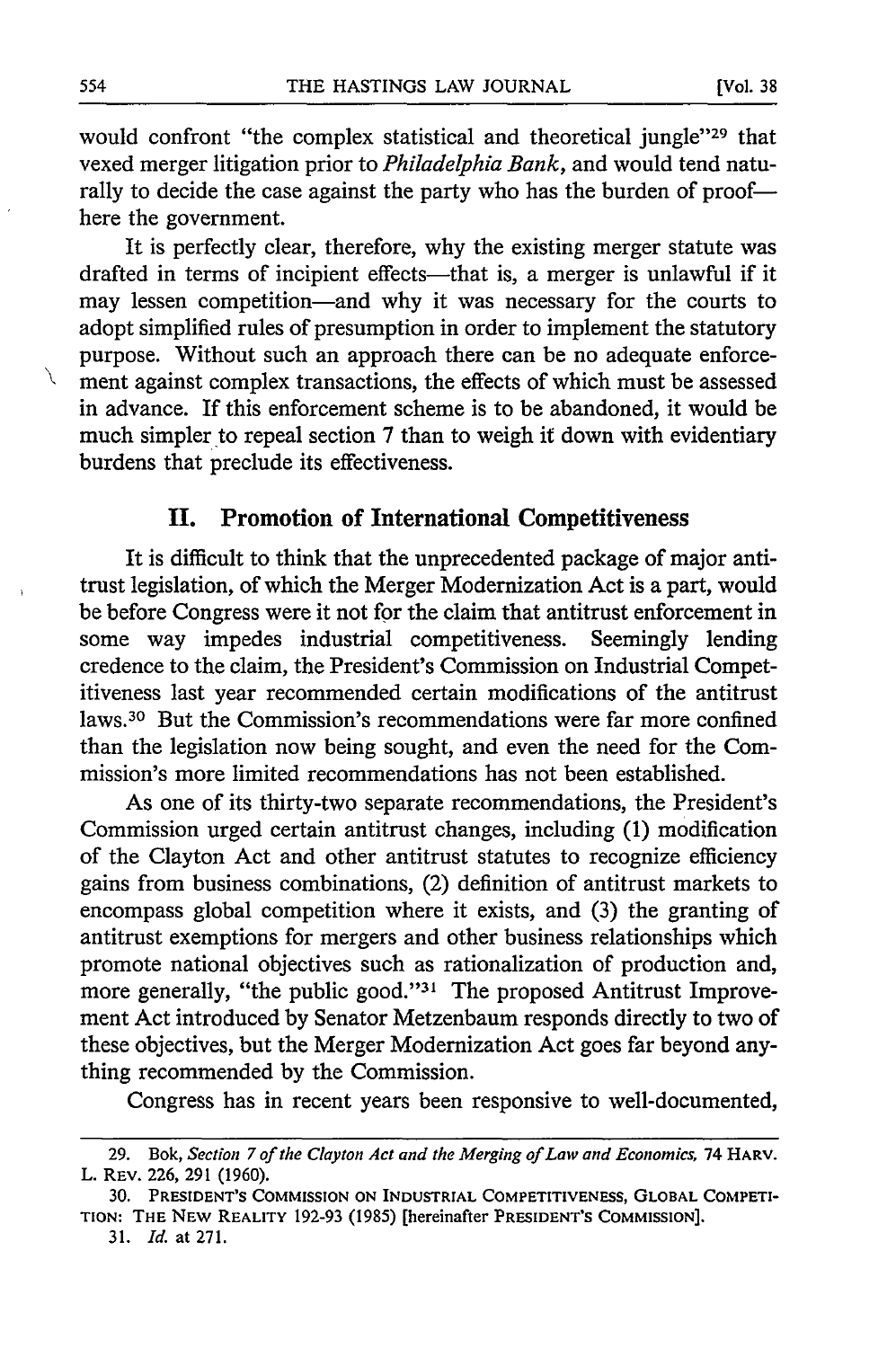would confront "the complex statistical and theoretical jungle"[29] that vexed merger litigation prior to *Philadelphia Bank*, and would tend naturally to decide the case against the party who has the burden of proof—here the government.

It is perfectly clear, therefore, why the existing merger statute was drafted in terms of incipient effects—that is, a merger is unlawful if it may lessen competition—and why it was necessary for the courts to adopt simplified rules of presumption in order to implement the statutory purpose. Without such an approach there can be no adequate enforcement against complex transactions, the effects of which must be assessed in advance. If this enforcement scheme is to be abandoned, it would be much simpler to repeal section 7 than to weigh it down with evidentiary burdens that preclude its effectiveness.

## II. Promotion of International Competitiveness

It is difficult to think that the unprecedented package of major antitrust legislation, of which the Merger Modernization Act is a part, would be before Congress were it not for the claim that antitrust enforcement in some way impedes industrial competitiveness. Seemingly lending credence to the claim, the President's Commission on Industrial Competitiveness last year recommended certain modifications of the antitrust laws.[30] But the Commission's recommendations were far more confined than the legislation now being sought, and even the need for the Commission's more limited recommendations has not been established.

As one of its thirty-two separate recommendations, the President's Commission urged certain antitrust changes, including (1) modification of the Clayton Act and other antitrust statutes to recognize efficiency gains from business combinations, (2) definition of antitrust markets to encompass global competition where it exists, and (3) the granting of antitrust exemptions for mergers and other business relationships which promote national objectives such as rationalization of production and, more generally, "the public good."[31] The proposed Antitrust Improvement Act introduced by Senator Metzenbaum responds directly to two of these objectives, but the Merger Modernization Act goes far beyond anything recommended by the Commission.

Congress has in recent years been responsive to well-documented,

---

29. Bok, *Section 7 of the Clayton Act and the Merging of Law and Economics*, 74 HARV. L. REV. 226, 291 (1960).

30. PRESIDENT'S COMMISSION ON INDUSTRIAL COMPETITIVENESS, GLOBAL COMPETITION: THE NEW REALITY 192-93 (1985) [hereinafter PRESIDENT'S COMMISSION].

31. *Id.* at 271.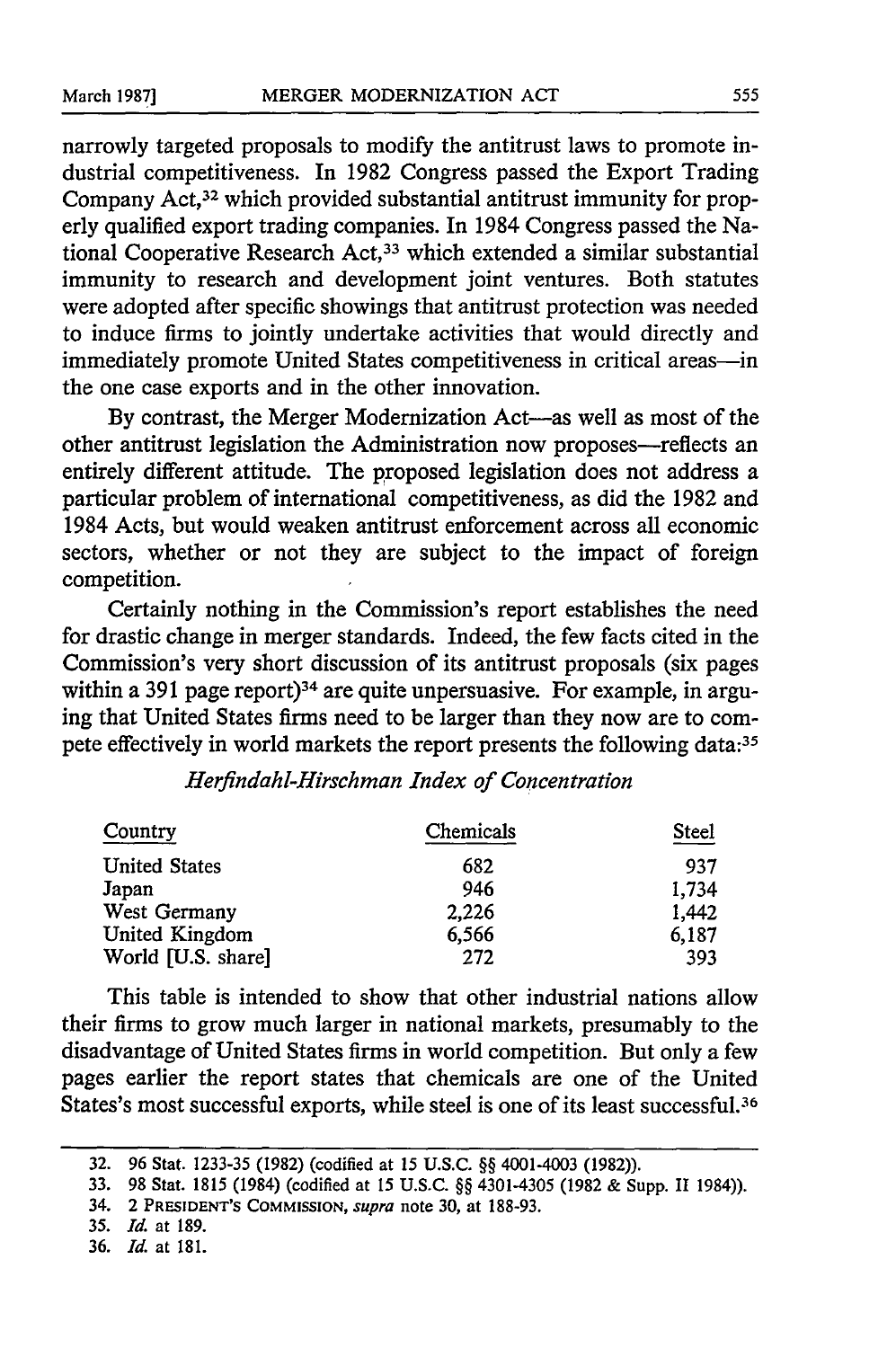narrowly targeted proposals to modify the antitrust laws to promote industrial competitiveness. In 1982 Congress passed the Export Trading Company Act,[32] which provided substantial antitrust immunity for properly qualified export trading companies. In 1984 Congress passed the National Cooperative Research Act,[33] which extended a similar substantial immunity to research and development joint ventures. Both statutes were adopted after specific showings that antitrust protection was needed to induce firms to jointly undertake activities that would directly and immediately promote United States competitiveness in critical areas—in the one case exports and in the other innovation.

By contrast, the Merger Modernization Act—as well as most of the other antitrust legislation the Administration now proposes—reflects an entirely different attitude. The proposed legislation does not address a particular problem of international competitiveness, as did the 1982 and 1984 Acts, but would weaken antitrust enforcement across all economic sectors, whether or not they are subject to the impact of foreign competition.

Certainly nothing in the Commission's report establishes the need for drastic change in merger standards. Indeed, the few facts cited in the Commission's very short discussion of its antitrust proposals (six pages within a 391 page report)[34] are quite unpersuasive. For example, in arguing that United States firms need to be larger than they now are to compete effectively in world markets the report presents the following data:[35]

*Herfindahl-Hirschman Index of Concentration*

| Country | Chemicals | Steel |
|---|---|---|
| United States | 682 | 937 |
| Japan | 946 | 1,734 |
| West Germany | 2,226 | 1,442 |
| United Kingdom | 6,566 | 6,187 |
| World [U.S. share] | 272 | 393 |

This table is intended to show that other industrial nations allow their firms to grow much larger in national markets, presumably to the disadvantage of United States firms in world competition. But only a few pages earlier the report states that chemicals are one of the United States's most successful exports, while steel is one of its least successful.[36]

---

32. 96 Stat. 1233-35 (1982) (codified at 15 U.S.C. §§ 4001-4003 (1982)).

33. 98 Stat. 1815 (1984) (codified at 15 U.S.C. §§ 4301-4305 (1982 & Supp. II 1984)).

34. 2 PRESIDENT'S COMMISSION, *supra* note 30, at 188-93.

35. *Id.* at 189.

36. *Id.* at 181.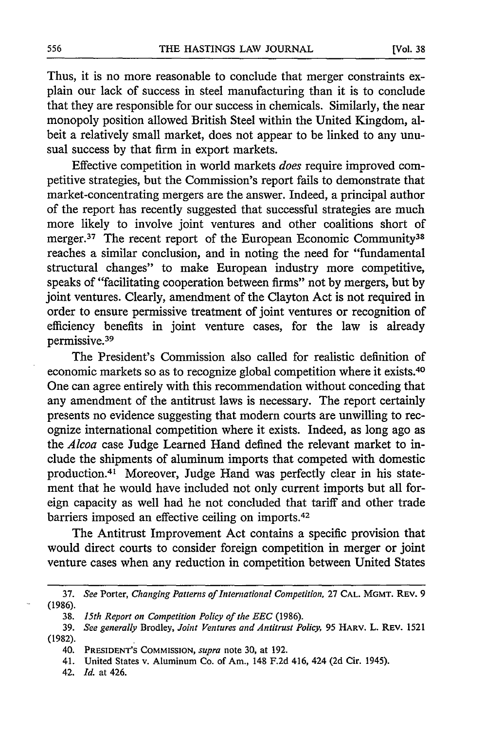Thus, it is no more reasonable to conclude that merger constraints explain our lack of success in steel manufacturing than it is to conclude that they are responsible for our success in chemicals. Similarly, the near monopoly position allowed British Steel within the United Kingdom, albeit a relatively small market, does not appear to be linked to any unusual success by that firm in export markets.

Effective competition in world markets *does* require improved competitive strategies, but the Commission's report fails to demonstrate that market-concentrating mergers are the answer. Indeed, a principal author of the report has recently suggested that successful strategies are much more likely to involve joint ventures and other coalitions short of merger.[37] The recent report of the European Economic Community[38] reaches a similar conclusion, and in noting the need for "fundamental structural changes" to make European industry more competitive, speaks of "facilitating cooperation between firms" not by mergers, but by joint ventures. Clearly, amendment of the Clayton Act is not required in order to ensure permissive treatment of joint ventures or recognition of efficiency benefits in joint venture cases, for the law is already permissive.[39]

The President's Commission also called for realistic definition of economic markets so as to recognize global competition where it exists.[40] One can agree entirely with this recommendation without conceding that any amendment of the antitrust laws is necessary. The report certainly presents no evidence suggesting that modern courts are unwilling to recognize international competition where it exists. Indeed, as long ago as the *Alcoa* case Judge Learned Hand defined the relevant market to include the shipments of aluminum imports that competed with domestic production.[41] Moreover, Judge Hand was perfectly clear in his statement that he would have included not only current imports but all foreign capacity as well had he not concluded that tariff and other trade barriers imposed an effective ceiling on imports.[42]

The Antitrust Improvement Act contains a specific provision that would direct courts to consider foreign competition in merger or joint venture cases when any reduction in competition between United States

---

37. *See* Porter, *Changing Patterns of International Competition*, 27 CAL. MGMT. REV. 9 (1986).

38. *15th Report on Competition Policy of the EEC* (1986).

39. *See generally* Brodley, *Joint Ventures and Antitrust Policy*, 95 HARV. L. REV. 1521 (1982).

40. PRESIDENT'S COMMISSION, *supra* note 30, at 192.

41. United States v. Aluminum Co. of Am., 148 F.2d 416, 424 (2d Cir. 1945).

42. *Id.* at 426.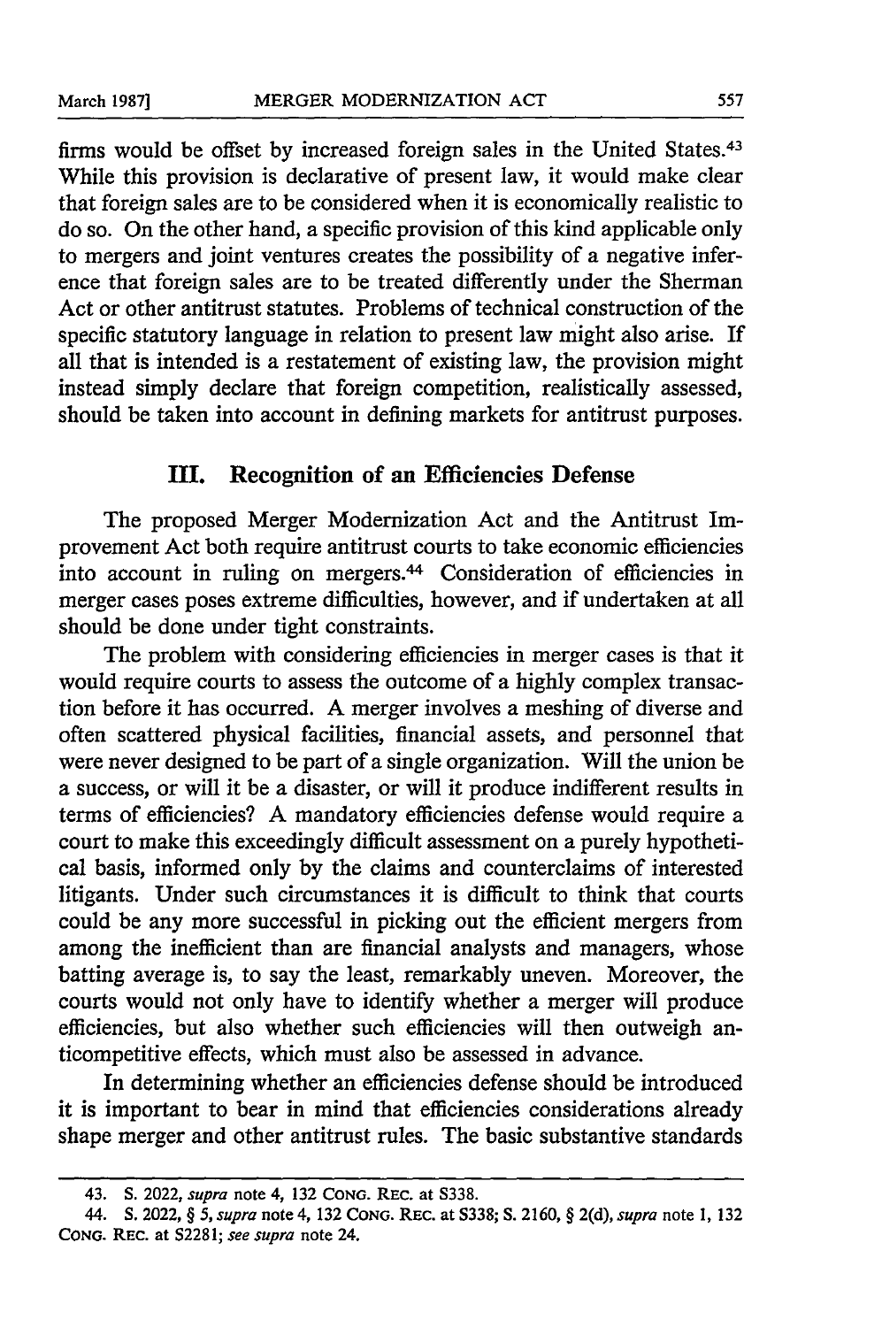firms would be offset by increased foreign sales in the United States.[43] While this provision is declarative of present law, it would make clear that foreign sales are to be considered when it is economically realistic to do so. On the other hand, a specific provision of this kind applicable only to mergers and joint ventures creates the possibility of a negative inference that foreign sales are to be treated differently under the Sherman Act or other antitrust statutes. Problems of technical construction of the specific statutory language in relation to present law might also arise. If all that is intended is a restatement of existing law, the provision might instead simply declare that foreign competition, realistically assessed, should be taken into account in defining markets for antitrust purposes.

## III. Recognition of an Efficiencies Defense

The proposed Merger Modernization Act and the Antitrust Improvement Act both require antitrust courts to take economic efficiencies into account in ruling on mergers.[44] Consideration of efficiencies in merger cases poses extreme difficulties, however, and if undertaken at all should be done under tight constraints.

The problem with considering efficiencies in merger cases is that it would require courts to assess the outcome of a highly complex transaction before it has occurred. A merger involves a meshing of diverse and often scattered physical facilities, financial assets, and personnel that were never designed to be part of a single organization. Will the union be a success, or will it be a disaster, or will it produce indifferent results in terms of efficiencies? A mandatory efficiencies defense would require a court to make this exceedingly difficult assessment on a purely hypothetical basis, informed only by the claims and counterclaims of interested litigants. Under such circumstances it is difficult to think that courts could be any more successful in picking out the efficient mergers from among the inefficient than are financial analysts and managers, whose batting average is, to say the least, remarkably uneven. Moreover, the courts would not only have to identify whether a merger will produce efficiencies, but also whether such efficiencies will then outweigh anticompetitive effects, which must also be assessed in advance.

In determining whether an efficiencies defense should be introduced it is important to bear in mind that efficiencies considerations already shape merger and other antitrust rules. The basic substantive standards

---

43. S. 2022, *supra* note 4, 132 CONG. REC. at S338.

44. S. 2022, § 5, *supra* note 4, 132 CONG. REC. at S338; S. 2160, § 2(d), *supra* note 1, 132 CONG. REC. at S2281; *see supra* note 24.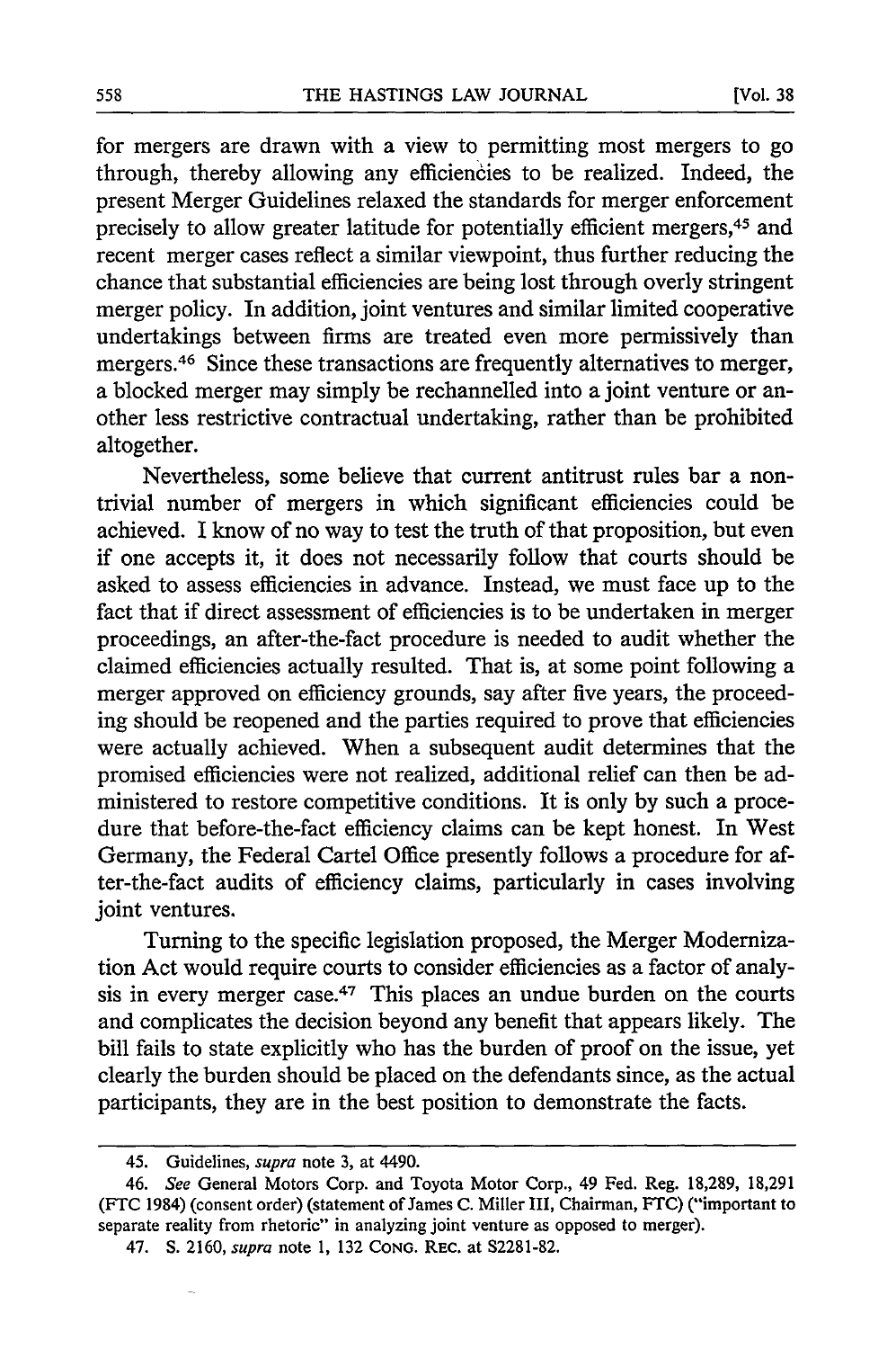for mergers are drawn with a view to permitting most mergers to go through, thereby allowing any efficiencies to be realized. Indeed, the present Merger Guidelines relaxed the standards for merger enforcement precisely to allow greater latitude for potentially efficient mergers,[45] and recent merger cases reflect a similar viewpoint, thus further reducing the chance that substantial efficiencies are being lost through overly stringent merger policy. In addition, joint ventures and similar limited cooperative undertakings between firms are treated even more permissively than mergers.[46] Since these transactions are frequently alternatives to merger, a blocked merger may simply be rechannelled into a joint venture or another less restrictive contractual undertaking, rather than be prohibited altogether.

Nevertheless, some believe that current antitrust rules bar a nontrivial number of mergers in which significant efficiencies could be achieved. I know of no way to test the truth of that proposition, but even if one accepts it, it does not necessarily follow that courts should be asked to assess efficiencies in advance. Instead, we must face up to the fact that if direct assessment of efficiencies is to be undertaken in merger proceedings, an after-the-fact procedure is needed to audit whether the claimed efficiencies actually resulted. That is, at some point following a merger approved on efficiency grounds, say after five years, the proceeding should be reopened and the parties required to prove that efficiencies were actually achieved. When a subsequent audit determines that the promised efficiencies were not realized, additional relief can then be administered to restore competitive conditions. It is only by such a procedure that before-the-fact efficiency claims can be kept honest. In West Germany, the Federal Cartel Office presently follows a procedure for after-the-fact audits of efficiency claims, particularly in cases involving joint ventures.

Turning to the specific legislation proposed, the Merger Modernization Act would require courts to consider efficiencies as a factor of analysis in every merger case.[47] This places an undue burden on the courts and complicates the decision beyond any benefit that appears likely. The bill fails to state explicitly who has the burden of proof on the issue, yet clearly the burden should be placed on the defendants since, as the actual participants, they are in the best position to demonstrate the facts.

---

45. Guidelines, *supra* note 3, at 4490.

46. *See* General Motors Corp. and Toyota Motor Corp., 49 Fed. Reg. 18,289, 18,291 (FTC 1984) (consent order) (statement of James C. Miller III, Chairman, FTC) ("important to separate reality from rhetoric" in analyzing joint venture as opposed to merger).

47. S. 2160, *supra* note 1, 132 CONG. REC. at S2281-82.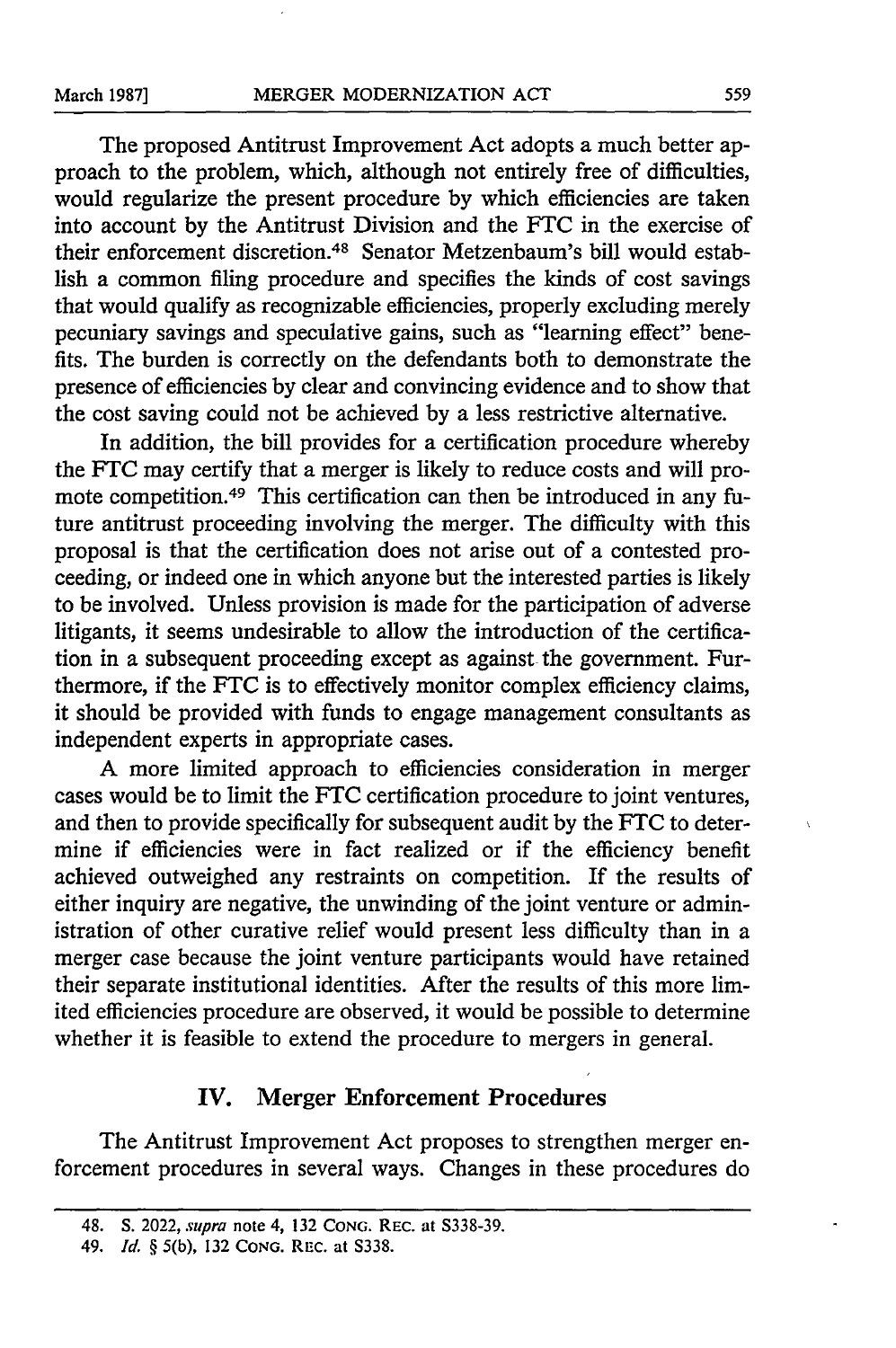The proposed Antitrust Improvement Act adopts a much better approach to the problem, which, although not entirely free of difficulties, would regularize the present procedure by which efficiencies are taken into account by the Antitrust Division and the FTC in the exercise of their enforcement discretion.[48] Senator Metzenbaum's bill would establish a common filing procedure and specifies the kinds of cost savings that would qualify as recognizable efficiencies, properly excluding merely pecuniary savings and speculative gains, such as "learning effect" benefits. The burden is correctly on the defendants both to demonstrate the presence of efficiencies by clear and convincing evidence and to show that the cost saving could not be achieved by a less restrictive alternative.

In addition, the bill provides for a certification procedure whereby the FTC may certify that a merger is likely to reduce costs and will promote competition.[49] This certification can then be introduced in any future antitrust proceeding involving the merger. The difficulty with this proposal is that the certification does not arise out of a contested proceeding, or indeed one in which anyone but the interested parties is likely to be involved. Unless provision is made for the participation of adverse litigants, it seems undesirable to allow the introduction of the certification in a subsequent proceeding except as against the government. Furthermore, if the FTC is to effectively monitor complex efficiency claims, it should be provided with funds to engage management consultants as independent experts in appropriate cases.

A more limited approach to efficiencies consideration in merger cases would be to limit the FTC certification procedure to joint ventures, and then to provide specifically for subsequent audit by the FTC to determine if efficiencies were in fact realized or if the efficiency benefit achieved outweighed any restraints on competition. If the results of either inquiry are negative, the unwinding of the joint venture or administration of other curative relief would present less difficulty than in a merger case because the joint venture participants would have retained their separate institutional identities. After the results of this more limited efficiencies procedure are observed, it would be possible to determine whether it is feasible to extend the procedure to mergers in general.

## IV. Merger Enforcement Procedures

The Antitrust Improvement Act proposes to strengthen merger enforcement procedures in several ways. Changes in these procedures do

---

48. S. 2022, *supra* note 4, 132 Cong. Rec. at S338-39.

49. *Id.* § 5(b), 132 Cong. Rec. at S338.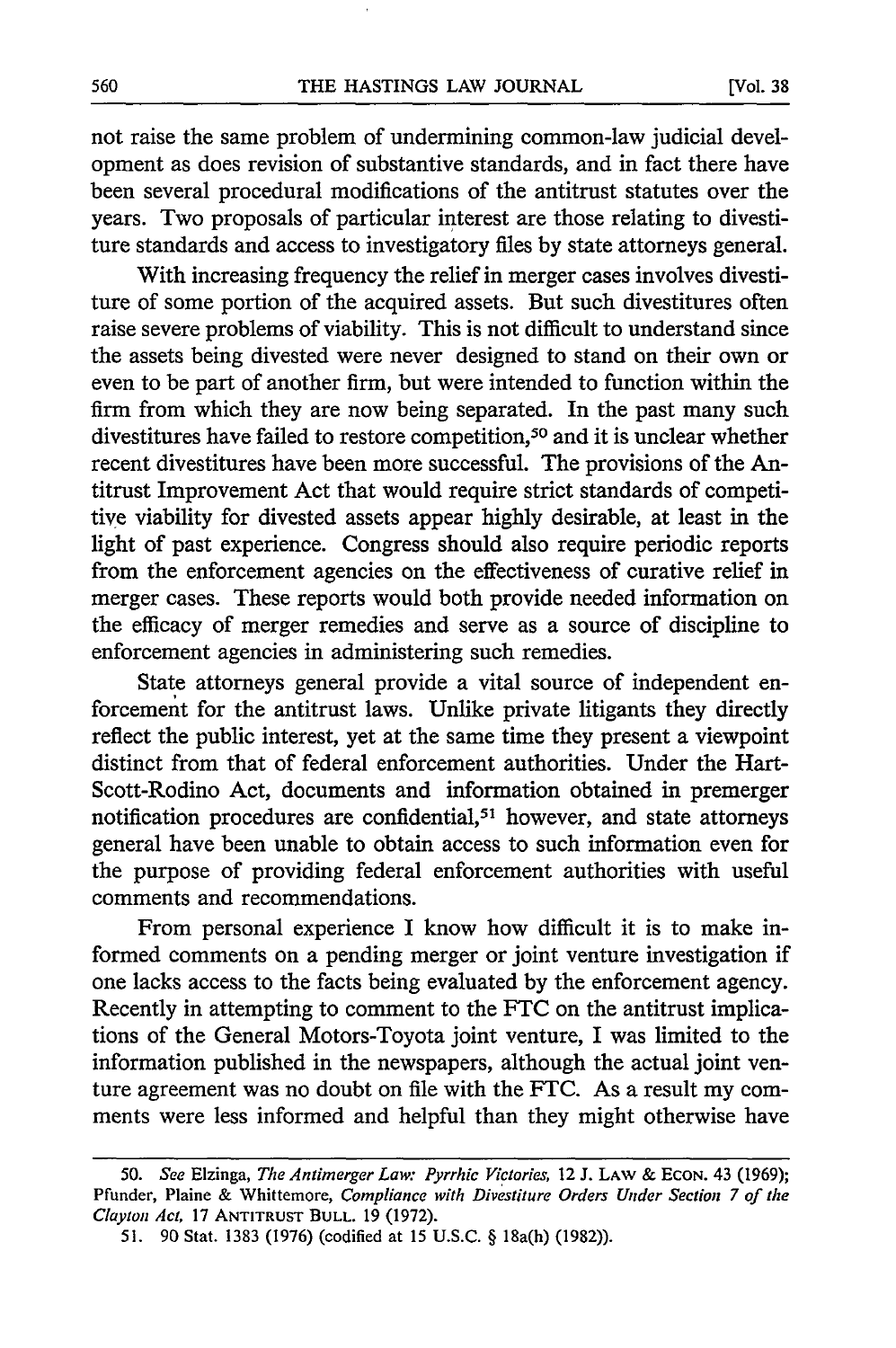not raise the same problem of undermining common-law judicial development as does revision of substantive standards, and in fact there have been several procedural modifications of the antitrust statutes over the years. Two proposals of particular interest are those relating to divestiture standards and access to investigatory files by state attorneys general.

With increasing frequency the relief in merger cases involves divestiture of some portion of the acquired assets. But such divestitures often raise severe problems of viability. This is not difficult to understand since the assets being divested were never designed to stand on their own or even to be part of another firm, but were intended to function within the firm from which they are now being separated. In the past many such divestitures have failed to restore competition,[50] and it is unclear whether recent divestitures have been more successful. The provisions of the Antitrust Improvement Act that would require strict standards of competitive viability for divested assets appear highly desirable, at least in the light of past experience. Congress should also require periodic reports from the enforcement agencies on the effectiveness of curative relief in merger cases. These reports would both provide needed information on the efficacy of merger remedies and serve as a source of discipline to enforcement agencies in administering such remedies.

State attorneys general provide a vital source of independent enforcement for the antitrust laws. Unlike private litigants they directly reflect the public interest, yet at the same time they present a viewpoint distinct from that of federal enforcement authorities. Under the Hart-Scott-Rodino Act, documents and information obtained in premerger notification procedures are confidential,[51] however, and state attorneys general have been unable to obtain access to such information even for the purpose of providing federal enforcement authorities with useful comments and recommendations.

From personal experience I know how difficult it is to make informed comments on a pending merger or joint venture investigation if one lacks access to the facts being evaluated by the enforcement agency. Recently in attempting to comment to the FTC on the antitrust implications of the General Motors-Toyota joint venture, I was limited to the information published in the newspapers, although the actual joint venture agreement was no doubt on file with the FTC. As a result my comments were less informed and helpful than they might otherwise have

---

50. *See* Elzinga, *The Antimerger Law: Pyrrhic Victories,* 12 J. LAW & ECON. 43 (1969); Pfunder, Plaine & Whittemore, *Compliance with Divestiture Orders Under Section 7 of the Clayton Act,* 17 ANTITRUST BULL. 19 (1972).

51. 90 Stat. 1383 (1976) (codified at 15 U.S.C. § 18a(h) (1982)).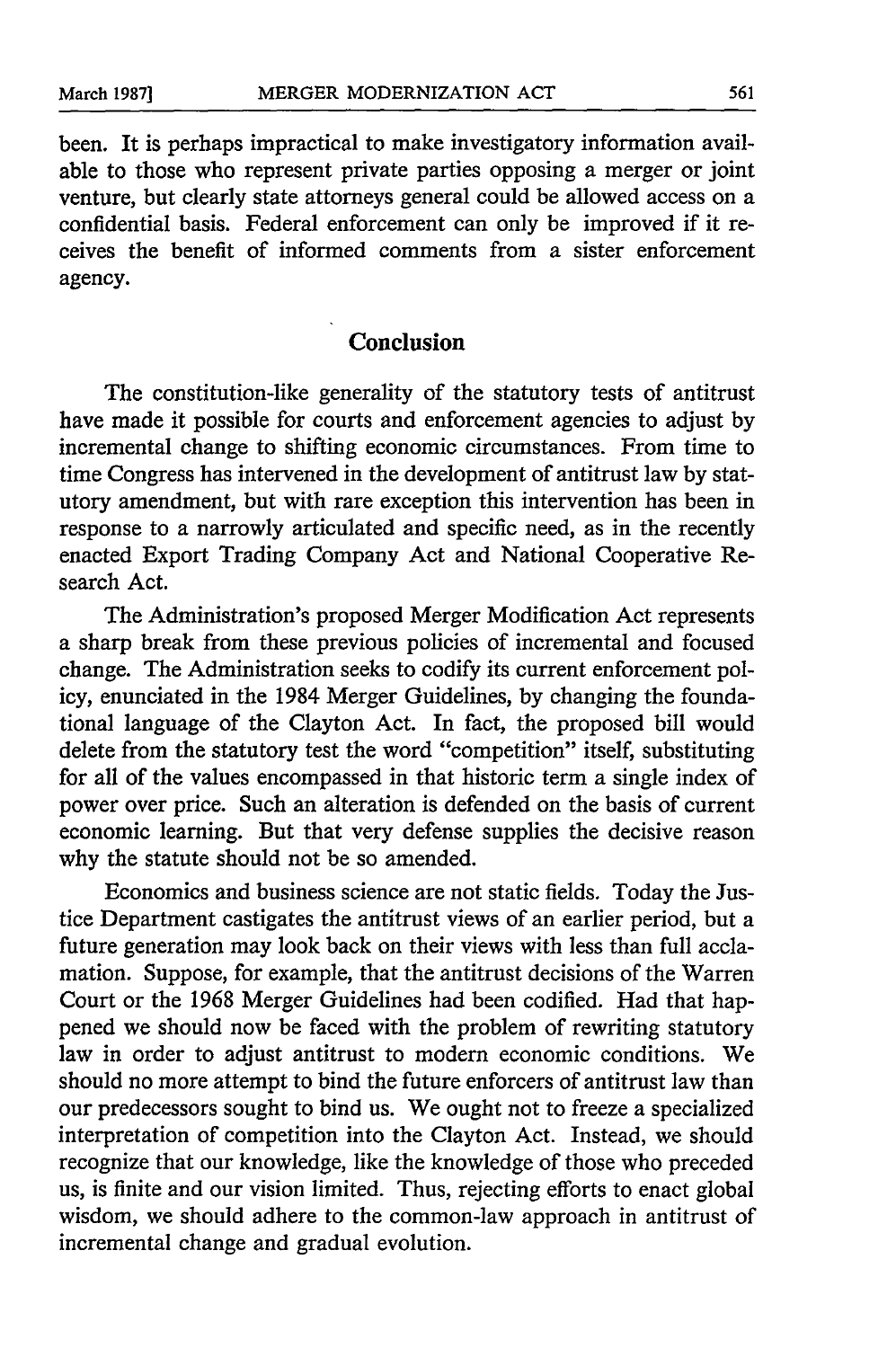been. It is perhaps impractical to make investigatory information available to those who represent private parties opposing a merger or joint venture, but clearly state attorneys general could be allowed access on a confidential basis. Federal enforcement can only be improved if it receives the benefit of informed comments from a sister enforcement agency.

## Conclusion

The constitution-like generality of the statutory tests of antitrust have made it possible for courts and enforcement agencies to adjust by incremental change to shifting economic circumstances. From time to time Congress has intervened in the development of antitrust law by statutory amendment, but with rare exception this intervention has been in response to a narrowly articulated and specific need, as in the recently enacted Export Trading Company Act and National Cooperative Research Act.

The Administration's proposed Merger Modification Act represents a sharp break from these previous policies of incremental and focused change. The Administration seeks to codify its current enforcement policy, enunciated in the 1984 Merger Guidelines, by changing the foundational language of the Clayton Act. In fact, the proposed bill would delete from the statutory test the word "competition" itself, substituting for all of the values encompassed in that historic term a single index of power over price. Such an alteration is defended on the basis of current economic learning. But that very defense supplies the decisive reason why the statute should not be so amended.

Economics and business science are not static fields. Today the Justice Department castigates the antitrust views of an earlier period, but a future generation may look back on their views with less than full acclamation. Suppose, for example, that the antitrust decisions of the Warren Court or the 1968 Merger Guidelines had been codified. Had that happened we should now be faced with the problem of rewriting statutory law in order to adjust antitrust to modern economic conditions. We should no more attempt to bind the future enforcers of antitrust law than our predecessors sought to bind us. We ought not to freeze a specialized interpretation of competition into the Clayton Act. Instead, we should recognize that our knowledge, like the knowledge of those who preceded us, is finite and our vision limited. Thus, rejecting efforts to enact global wisdom, we should adhere to the common-law approach in antitrust of incremental change and gradual evolution.